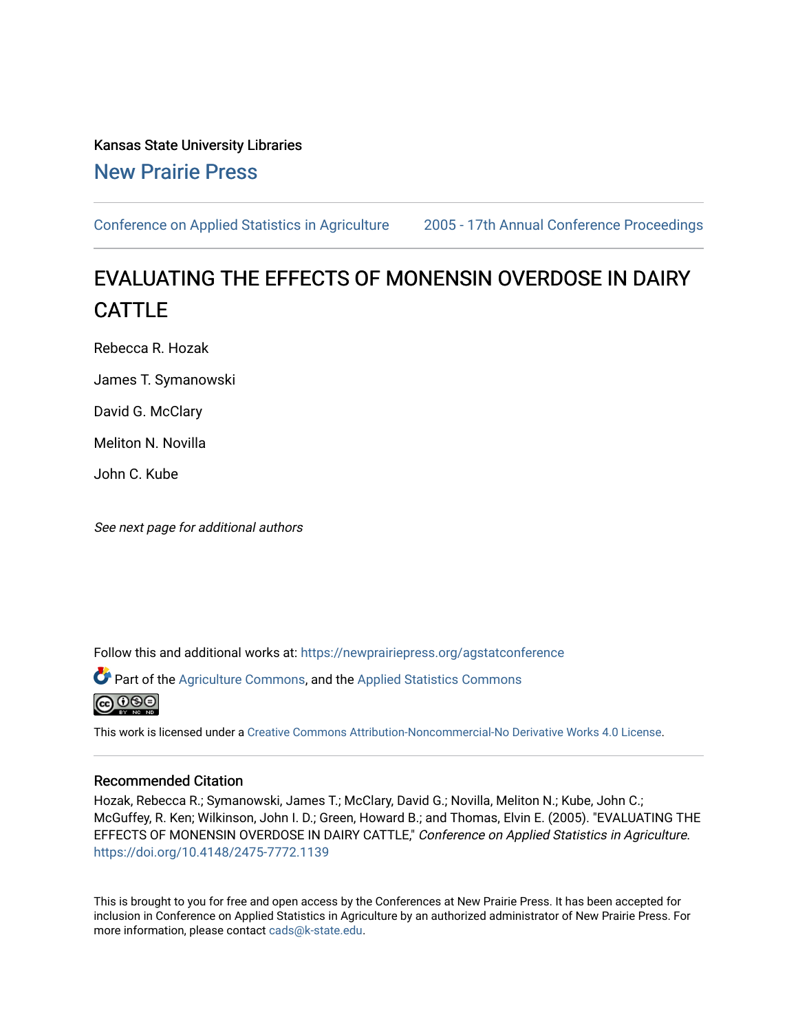Kansas State University Libraries

New Prairie Press

Conference on Applied Statistics in Agriculture 2005 - 17th Annual Conference Proceedings

# EVALUATING THE EFFECTS OF MONENSIN OVERDOSE IN DAIRY CATTLE

Rebecca R. Hozak

James T. Symanowski

David G. McClary

Meliton N. Novilla

John C. Kube

*See next page for additional authors*

Follow this and additional works at: https://newprairiepress.org/agstatconference

Part of the Agriculture Commons, and the Applied Statistics Commons

This work is licensed under a Creative Commons Attribution-Noncommercial-No Derivative Works 4.0 License.

## Recommended Citation

Hozak, Rebecca R.; Symanowski, James T.; McClary, David G.; Novilla, Meliton N.; Kube, John C.; McGuffey, R. Ken; Wilkinson, John I. D.; Green, Howard B.; and Thomas, Elvin E. (2005). "EVALUATING THE EFFECTS OF MONENSIN OVERDOSE IN DAIRY CATTLE," *Conference on Applied Statistics in Agriculture*. https://doi.org/10.4148/2475-7772.1139

This is brought to you for free and open access by the Conferences at New Prairie Press. It has been accepted for inclusion in Conference on Applied Statistics in Agriculture by an authorized administrator of New Prairie Press. For more information, please contact cads@k-state.edu.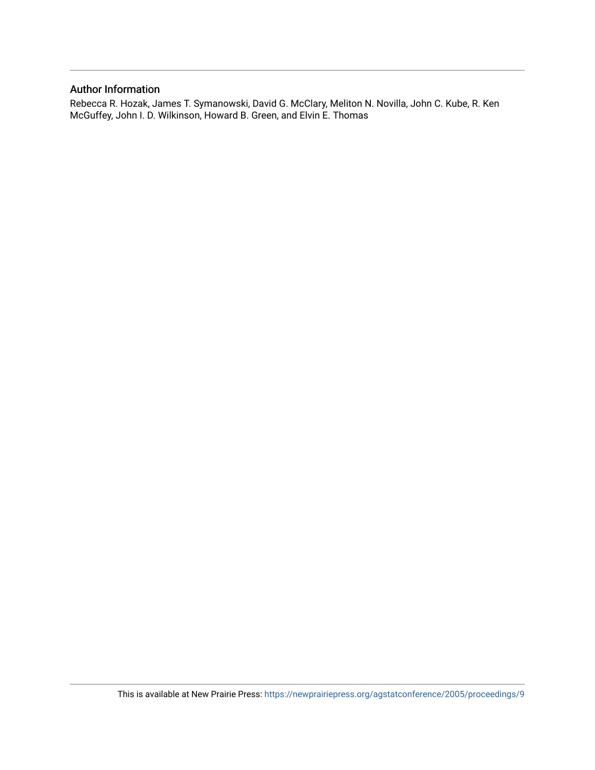## Author Information

Rebecca R. Hozak, James T. Symanowski, David G. McClary, Meliton N. Novilla, John C. Kube, R. Ken McGuffey, John I. D. Wilkinson, Howard B. Green, and Elvin E. Thomas

This is available at New Prairie Press: https://newprairiepress.org/agstatconference/2005/proceedings/9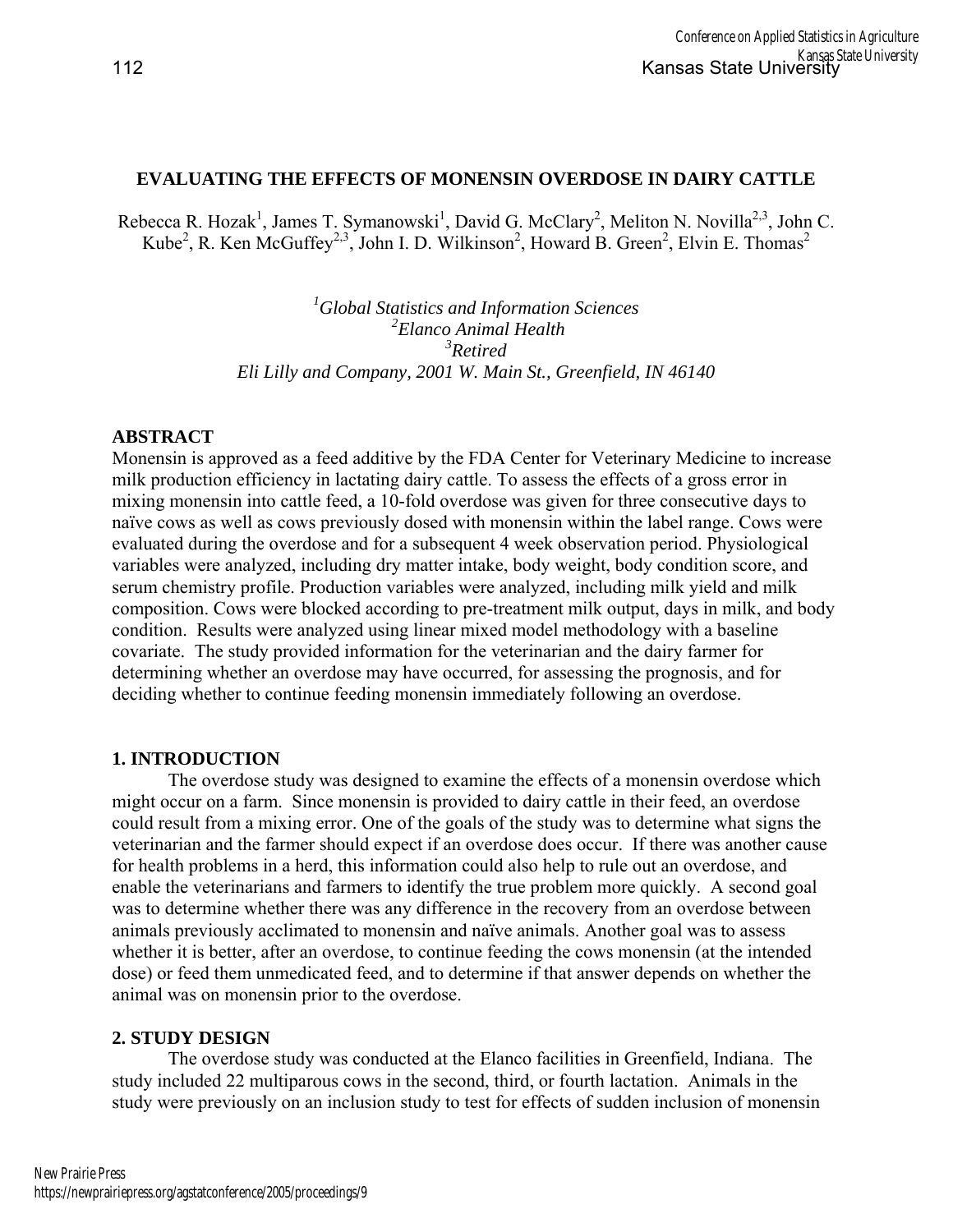# EVALUATING THE EFFECTS OF MONENSIN OVERDOSE IN DAIRY CATTLE

Rebecca R. Hozak[1], James T. Symanowski[1], David G. McClary[2], Meliton N. Novilla[2,3], John C. Kube[2], R. Ken McGuffey[2,3], John I. D. Wilkinson[2], Howard B. Green[2], Elvin E. Thomas[2]

*[1]Global Statistics and Information Sciences*
*[2]Elanco Animal Health*
*[3]Retired*
*Eli Lilly and Company, 2001 W. Main St., Greenfield, IN 46140*

## ABSTRACT

Monensin is approved as a feed additive by the FDA Center for Veterinary Medicine to increase milk production efficiency in lactating dairy cattle. To assess the effects of a gross error in mixing monensin into cattle feed, a 10-fold overdose was given for three consecutive days to naïve cows as well as cows previously dosed with monensin within the label range. Cows were evaluated during the overdose and for a subsequent 4 week observation period. Physiological variables were analyzed, including dry matter intake, body weight, body condition score, and serum chemistry profile. Production variables were analyzed, including milk yield and milk composition. Cows were blocked according to pre-treatment milk output, days in milk, and body condition. Results were analyzed using linear mixed model methodology with a baseline covariate. The study provided information for the veterinarian and the dairy farmer for determining whether an overdose may have occurred, for assessing the prognosis, and for deciding whether to continue feeding monensin immediately following an overdose.

## 1. INTRODUCTION

The overdose study was designed to examine the effects of a monensin overdose which might occur on a farm. Since monensin is provided to dairy cattle in their feed, an overdose could result from a mixing error. One of the goals of the study was to determine what signs the veterinarian and the farmer should expect if an overdose does occur. If there was another cause for health problems in a herd, this information could also help to rule out an overdose, and enable the veterinarians and farmers to identify the true problem more quickly. A second goal was to determine whether there was any difference in the recovery from an overdose between animals previously acclimated to monensin and naïve animals. Another goal was to assess whether it is better, after an overdose, to continue feeding the cows monensin (at the intended dose) or feed them unmedicated feed, and to determine if that answer depends on whether the animal was on monensin prior to the overdose.

## 2. STUDY DESIGN

The overdose study was conducted at the Elanco facilities in Greenfield, Indiana. The study included 22 multiparous cows in the second, third, or fourth lactation. Animals in the study were previously on an inclusion study to test for effects of sudden inclusion of monensin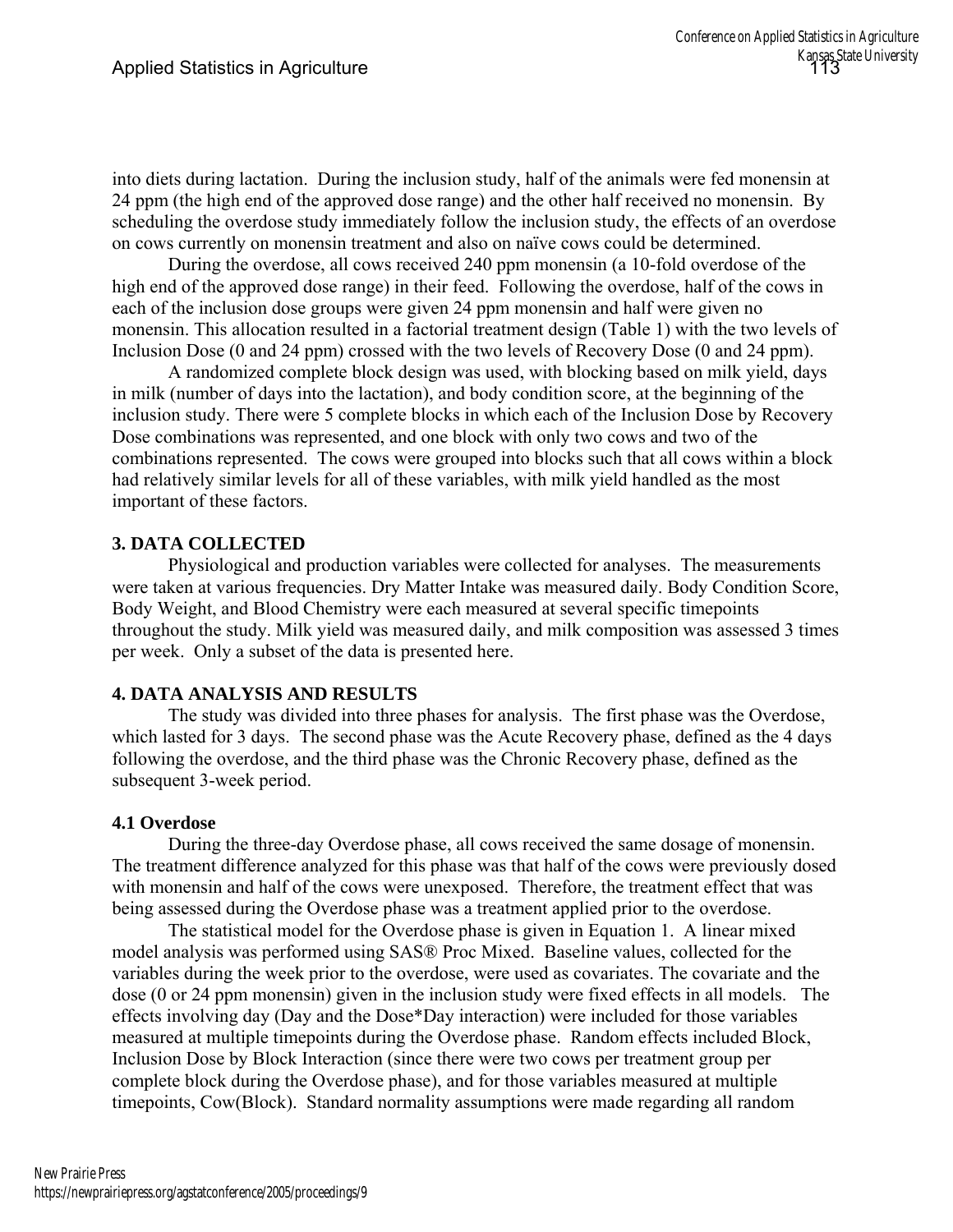into diets during lactation. During the inclusion study, half of the animals were fed monensin at 24 ppm (the high end of the approved dose range) and the other half received no monensin. By scheduling the overdose study immediately follow the inclusion study, the effects of an overdose on cows currently on monensin treatment and also on naïve cows could be determined.

During the overdose, all cows received 240 ppm monensin (a 10-fold overdose of the high end of the approved dose range) in their feed. Following the overdose, half of the cows in each of the inclusion dose groups were given 24 ppm monensin and half were given no monensin. This allocation resulted in a factorial treatment design (Table 1) with the two levels of Inclusion Dose (0 and 24 ppm) crossed with the two levels of Recovery Dose (0 and 24 ppm).

A randomized complete block design was used, with blocking based on milk yield, days in milk (number of days into the lactation), and body condition score, at the beginning of the inclusion study. There were 5 complete blocks in which each of the Inclusion Dose by Recovery Dose combinations was represented, and one block with only two cows and two of the combinations represented. The cows were grouped into blocks such that all cows within a block had relatively similar levels for all of these variables, with milk yield handled as the most important of these factors.

## 3. DATA COLLECTED

Physiological and production variables were collected for analyses. The measurements were taken at various frequencies. Dry Matter Intake was measured daily. Body Condition Score, Body Weight, and Blood Chemistry were each measured at several specific timepoints throughout the study. Milk yield was measured daily, and milk composition was assessed 3 times per week. Only a subset of the data is presented here.

## 4. DATA ANALYSIS AND RESULTS

The study was divided into three phases for analysis. The first phase was the Overdose, which lasted for 3 days. The second phase was the Acute Recovery phase, defined as the 4 days following the overdose, and the third phase was the Chronic Recovery phase, defined as the subsequent 3-week period.

### 4.1 Overdose

During the three-day Overdose phase, all cows received the same dosage of monensin. The treatment difference analyzed for this phase was that half of the cows were previously dosed with monensin and half of the cows were unexposed. Therefore, the treatment effect that was being assessed during the Overdose phase was a treatment applied prior to the overdose.

The statistical model for the Overdose phase is given in Equation 1. A linear mixed model analysis was performed using SAS® Proc Mixed. Baseline values, collected for the variables during the week prior to the overdose, were used as covariates. The covariate and the dose (0 or 24 ppm monensin) given in the inclusion study were fixed effects in all models. The effects involving day (Day and the Dose*Day interaction) were included for those variables measured at multiple timepoints during the Overdose phase. Random effects included Block, Inclusion Dose by Block Interaction (since there were two cows per treatment group per complete block during the Overdose phase), and for those variables measured at multiple timepoints, Cow(Block). Standard normality assumptions were made regarding all random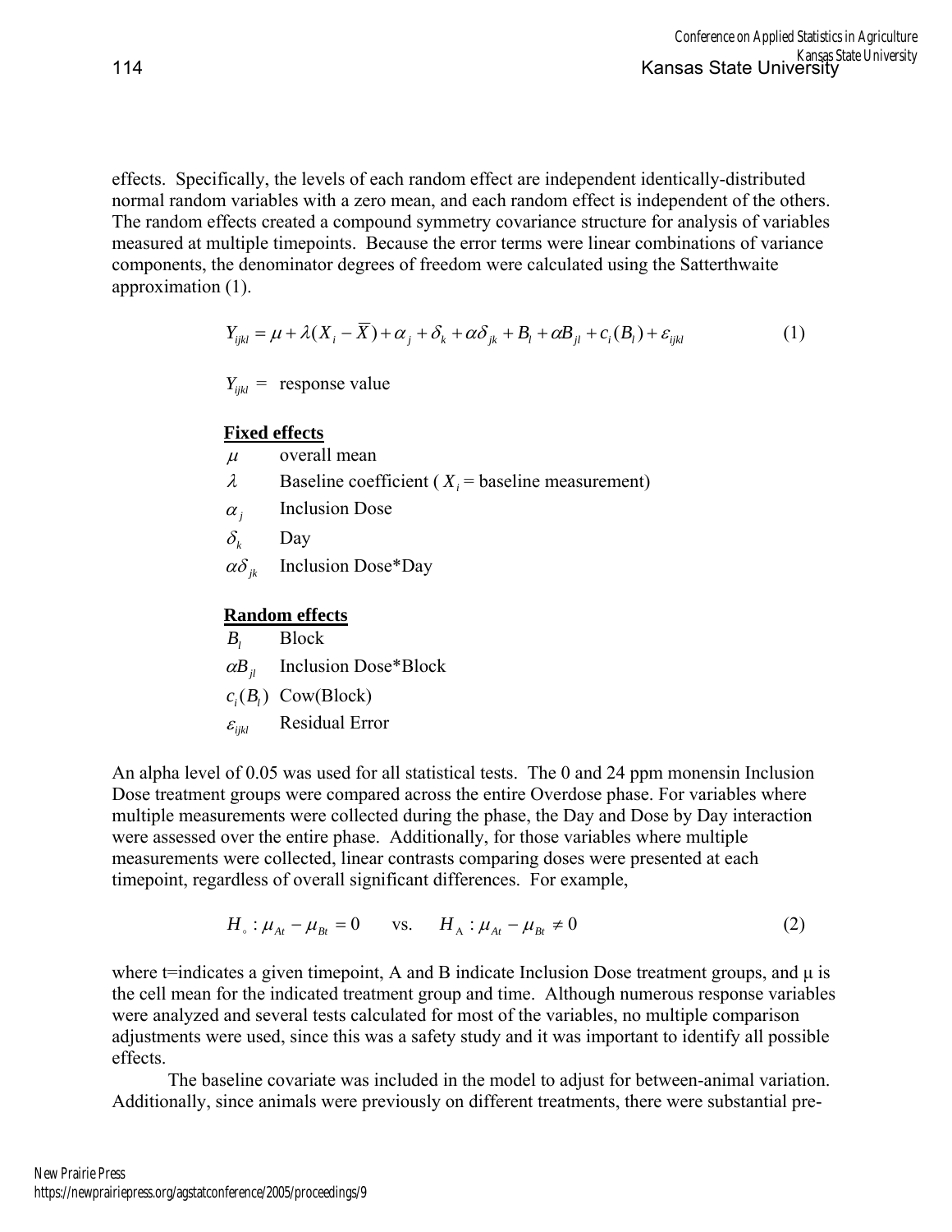effects. Specifically, the levels of each random effect are independent identically-distributed normal random variables with a zero mean, and each random effect is independent of the others. The random effects created a compound symmetry covariance structure for analysis of variables measured at multiple timepoints. Because the error terms were linear combinations of variance components, the denominator degrees of freedom were calculated using the Satterthwaite approximation (1).

$$Y_{ijkl} = \mu + \lambda(X_i - \overline{X}) + \alpha_j + \delta_k + \alpha\delta_{jk} + B_l + \alpha B_{jl} + c_i(B_l) + \varepsilon_{ijkl} \tag{1}$$

$Y_{ijkl}$ = response value

**Fixed effects**

- $\mu$ overall mean
- $\lambda$ Baseline coefficient ( $X_i$ = baseline measurement)
- $\alpha_j$ Inclusion Dose
- $\delta_k$ Day
- $\alpha\delta_{jk}$ Inclusion Dose*Day

**Random effects**

- $B_l$ Block
- $\alpha B_{jl}$ Inclusion Dose*Block
- $c_i(B_l)$ Cow(Block)
- $\varepsilon_{ijkl}$ Residual Error

An alpha level of 0.05 was used for all statistical tests. The 0 and 24 ppm monensin Inclusion Dose treatment groups were compared across the entire Overdose phase. For variables where multiple measurements were collected during the phase, the Day and Dose by Day interaction were assessed over the entire phase. Additionally, for those variables where multiple measurements were collected, linear contrasts comparing doses were presented at each timepoint, regardless of overall significant differences. For example,

$$H_{\circ} : \mu_{At} - \mu_{Bt} = 0 \qquad \text{vs.} \qquad H_{A} : \mu_{At} - \mu_{Bt} \neq 0 \tag{2}$$

where t=indicates a given timepoint, A and B indicate Inclusion Dose treatment groups, and μ is the cell mean for the indicated treatment group and time. Although numerous response variables were analyzed and several tests calculated for most of the variables, no multiple comparison adjustments were used, since this was a safety study and it was important to identify all possible effects.

The baseline covariate was included in the model to adjust for between-animal variation. Additionally, since animals were previously on different treatments, there were substantial pre-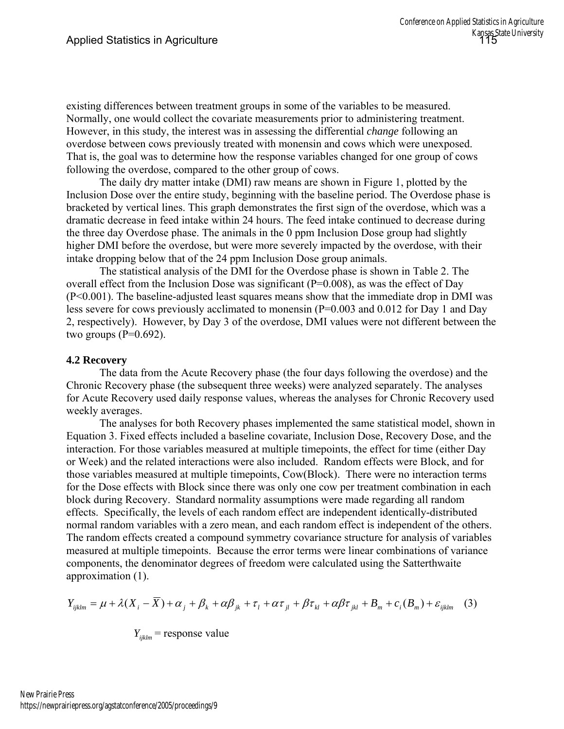existing differences between treatment groups in some of the variables to be measured. Normally, one would collect the covariate measurements prior to administering treatment. However, in this study, the interest was in assessing the differential *change* following an overdose between cows previously treated with monensin and cows which were unexposed. That is, the goal was to determine how the response variables changed for one group of cows following the overdose, compared to the other group of cows.

The daily dry matter intake (DMI) raw means are shown in Figure 1, plotted by the Inclusion Dose over the entire study, beginning with the baseline period. The Overdose phase is bracketed by vertical lines. This graph demonstrates the first sign of the overdose, which was a dramatic decrease in feed intake within 24 hours. The feed intake continued to decrease during the three day Overdose phase. The animals in the 0 ppm Inclusion Dose group had slightly higher DMI before the overdose, but were more severely impacted by the overdose, with their intake dropping below that of the 24 ppm Inclusion Dose group animals.

The statistical analysis of the DMI for the Overdose phase is shown in Table 2. The overall effect from the Inclusion Dose was significant (P=0.008), as was the effect of Day (P<0.001). The baseline-adjusted least squares means show that the immediate drop in DMI was less severe for cows previously acclimated to monensin (P=0.003 and 0.012 for Day 1 and Day 2, respectively). However, by Day 3 of the overdose, DMI values were not different between the two groups (P=0.692).

### 4.2 Recovery

The data from the Acute Recovery phase (the four days following the overdose) and the Chronic Recovery phase (the subsequent three weeks) were analyzed separately. The analyses for Acute Recovery used daily response values, whereas the analyses for Chronic Recovery used weekly averages.

The analyses for both Recovery phases implemented the same statistical model, shown in Equation 3. Fixed effects included a baseline covariate, Inclusion Dose, Recovery Dose, and the interaction. For those variables measured at multiple timepoints, the effect for time (either Day or Week) and the related interactions were also included. Random effects were Block, and for those variables measured at multiple timepoints, Cow(Block). There were no interaction terms for the Dose effects with Block since there was only one cow per treatment combination in each block during Recovery. Standard normality assumptions were made regarding all random effects. Specifically, the levels of each random effect are independent identically-distributed normal random variables with a zero mean, and each random effect is independent of the others. The random effects created a compound symmetry covariance structure for analysis of variables measured at multiple timepoints. Because the error terms were linear combinations of variance components, the denominator degrees of freedom were calculated using the Satterthwaite approximation (1).

$$Y_{ijklm} = \mu + \lambda(X_i - \overline{X}) + \alpha_j + \beta_k + \alpha\beta_{jk} + \tau_l + \alpha\tau_{jl} + \beta\tau_{kl} + \alpha\beta\tau_{jkl} + B_m + c_i(B_m) + \varepsilon_{ijklm} \quad (3)$$

$Y_{ijklm}$ = response value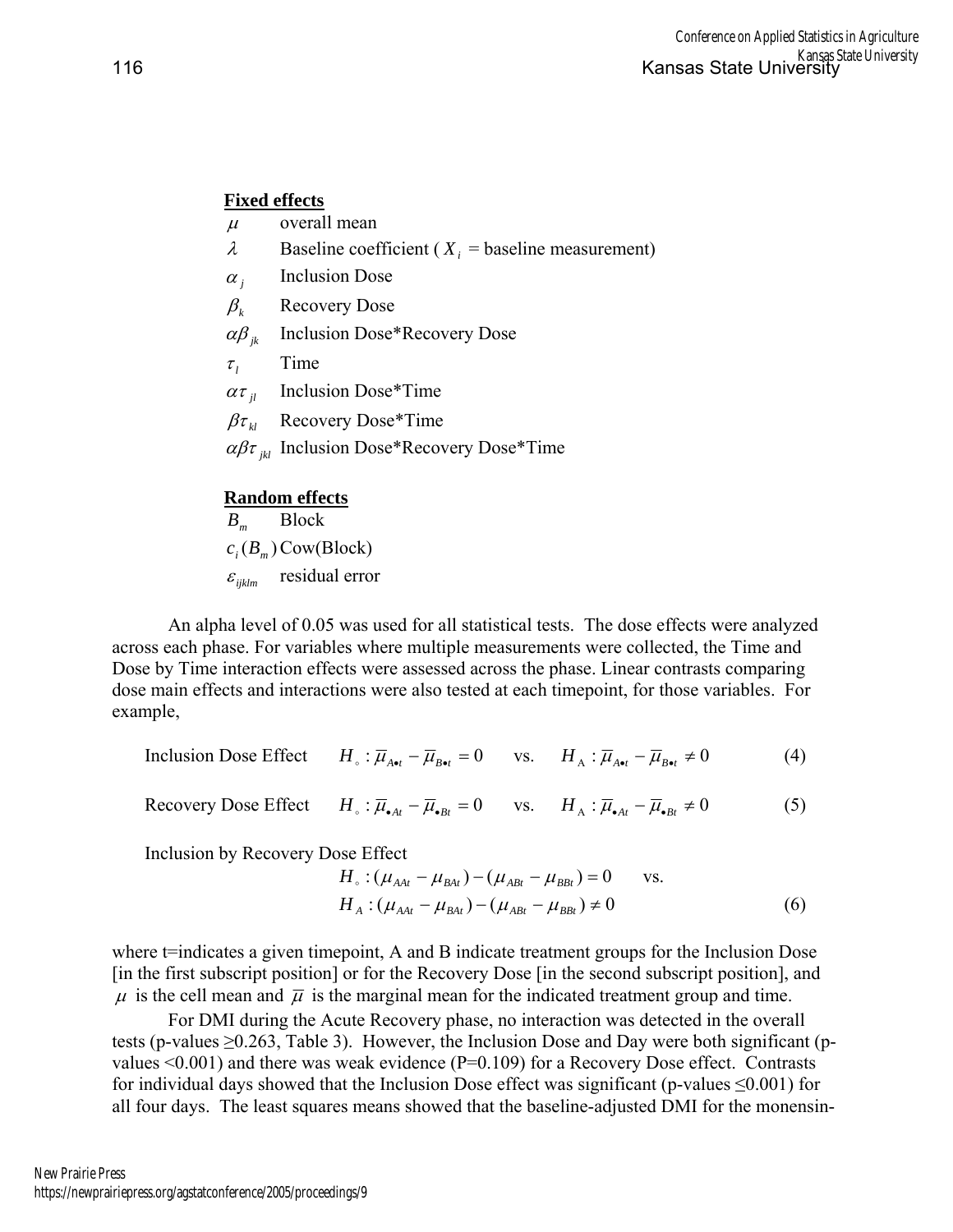**Fixed effects**

$\mu$ overall mean

$\lambda$ Baseline coefficient ( $X_i$ = baseline measurement)

$\alpha_j$ Inclusion Dose

$\beta_k$ Recovery Dose

$\alpha\beta_{jk}$ Inclusion Dose*Recovery Dose

$\tau_l$ Time

$\alpha\tau_{jl}$ Inclusion Dose*Time

$\beta\tau_{kl}$ Recovery Dose*Time

$\alpha\beta\tau_{jkl}$ Inclusion Dose*Recovery Dose*Time

**Random effects**

$B_m$ Block

$c_i(B_m)$ Cow(Block)

$\varepsilon_{ijklm}$ residual error

An alpha level of 0.05 was used for all statistical tests. The dose effects were analyzed across each phase. For variables where multiple measurements were collected, the Time and Dose by Time interaction effects were assessed across the phase. Linear contrasts comparing dose main effects and interactions were also tested at each timepoint, for those variables. For example,

$$\text{Inclusion Dose Effect} \qquad H_\circ : \bar{\mu}_{A\bullet t} - \bar{\mu}_{B\bullet t} = 0 \quad \text{vs.} \quad H_A : \bar{\mu}_{A\bullet t} - \bar{\mu}_{B\bullet t} \neq 0 \tag{4}$$

$$\text{Recovery Dose Effect} \qquad H_\circ : \bar{\mu}_{\bullet At} - \bar{\mu}_{\bullet Bt} = 0 \quad \text{vs.} \quad H_A : \bar{\mu}_{\bullet At} - \bar{\mu}_{\bullet Bt} \neq 0 \tag{5}$$

Inclusion by Recovery Dose Effect

$$H_\circ : (\mu_{AAt} - \mu_{BAt}) - (\mu_{ABt} - \mu_{BBt}) = 0 \quad \text{vs.}$$
$$H_A : (\mu_{AAt} - \mu_{BAt}) - (\mu_{ABt} - \mu_{BBt}) \neq 0 \tag{6}$$

where t=indicates a given timepoint, A and B indicate treatment groups for the Inclusion Dose [in the first subscript position] or for the Recovery Dose [in the second subscript position], and $\mu$ is the cell mean and $\bar{\mu}$ is the marginal mean for the indicated treatment group and time.

For DMI during the Acute Recovery phase, no interaction was detected in the overall tests (p-values ≥0.263, Table 3). However, the Inclusion Dose and Day were both significant (p-values <0.001) and there was weak evidence (P=0.109) for a Recovery Dose effect. Contrasts for individual days showed that the Inclusion Dose effect was significant (p-values ≤0.001) for all four days. The least squares means showed that the baseline-adjusted DMI for the monensin-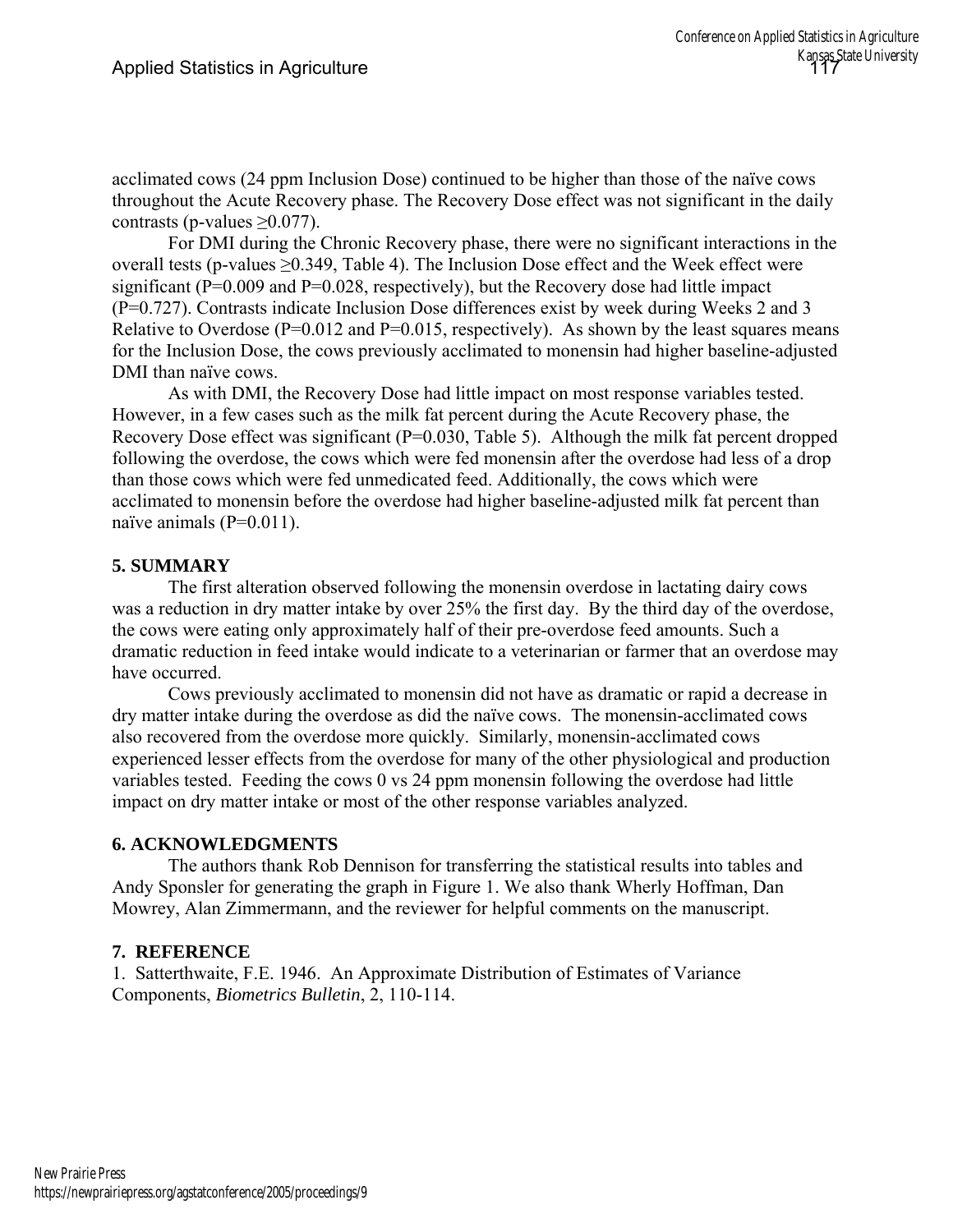acclimated cows (24 ppm Inclusion Dose) continued to be higher than those of the naïve cows throughout the Acute Recovery phase. The Recovery Dose effect was not significant in the daily contrasts (p-values ≥0.077).

For DMI during the Chronic Recovery phase, there were no significant interactions in the overall tests (p-values ≥0.349, Table 4). The Inclusion Dose effect and the Week effect were significant (P=0.009 and P=0.028, respectively), but the Recovery dose had little impact (P=0.727). Contrasts indicate Inclusion Dose differences exist by week during Weeks 2 and 3 Relative to Overdose (P=0.012 and P=0.015, respectively). As shown by the least squares means for the Inclusion Dose, the cows previously acclimated to monensin had higher baseline-adjusted DMI than naïve cows.

As with DMI, the Recovery Dose had little impact on most response variables tested. However, in a few cases such as the milk fat percent during the Acute Recovery phase, the Recovery Dose effect was significant (P=0.030, Table 5). Although the milk fat percent dropped following the overdose, the cows which were fed monensin after the overdose had less of a drop than those cows which were fed unmedicated feed. Additionally, the cows which were acclimated to monensin before the overdose had higher baseline-adjusted milk fat percent than naïve animals (P=0.011).

## 5. SUMMARY

The first alteration observed following the monensin overdose in lactating dairy cows was a reduction in dry matter intake by over 25% the first day. By the third day of the overdose, the cows were eating only approximately half of their pre-overdose feed amounts. Such a dramatic reduction in feed intake would indicate to a veterinarian or farmer that an overdose may have occurred.

Cows previously acclimated to monensin did not have as dramatic or rapid a decrease in dry matter intake during the overdose as did the naïve cows. The monensin-acclimated cows also recovered from the overdose more quickly. Similarly, monensin-acclimated cows experienced lesser effects from the overdose for many of the other physiological and production variables tested. Feeding the cows 0 vs 24 ppm monensin following the overdose had little impact on dry matter intake or most of the other response variables analyzed.

## 6. ACKNOWLEDGMENTS

The authors thank Rob Dennison for transferring the statistical results into tables and Andy Sponsler for generating the graph in Figure 1. We also thank Wherly Hoffman, Dan Mowrey, Alan Zimmermann, and the reviewer for helpful comments on the manuscript.

## 7. REFERENCE

1. Satterthwaite, F.E. 1946. An Approximate Distribution of Estimates of Variance Components, *Biometrics Bulletin*, 2, 110-114.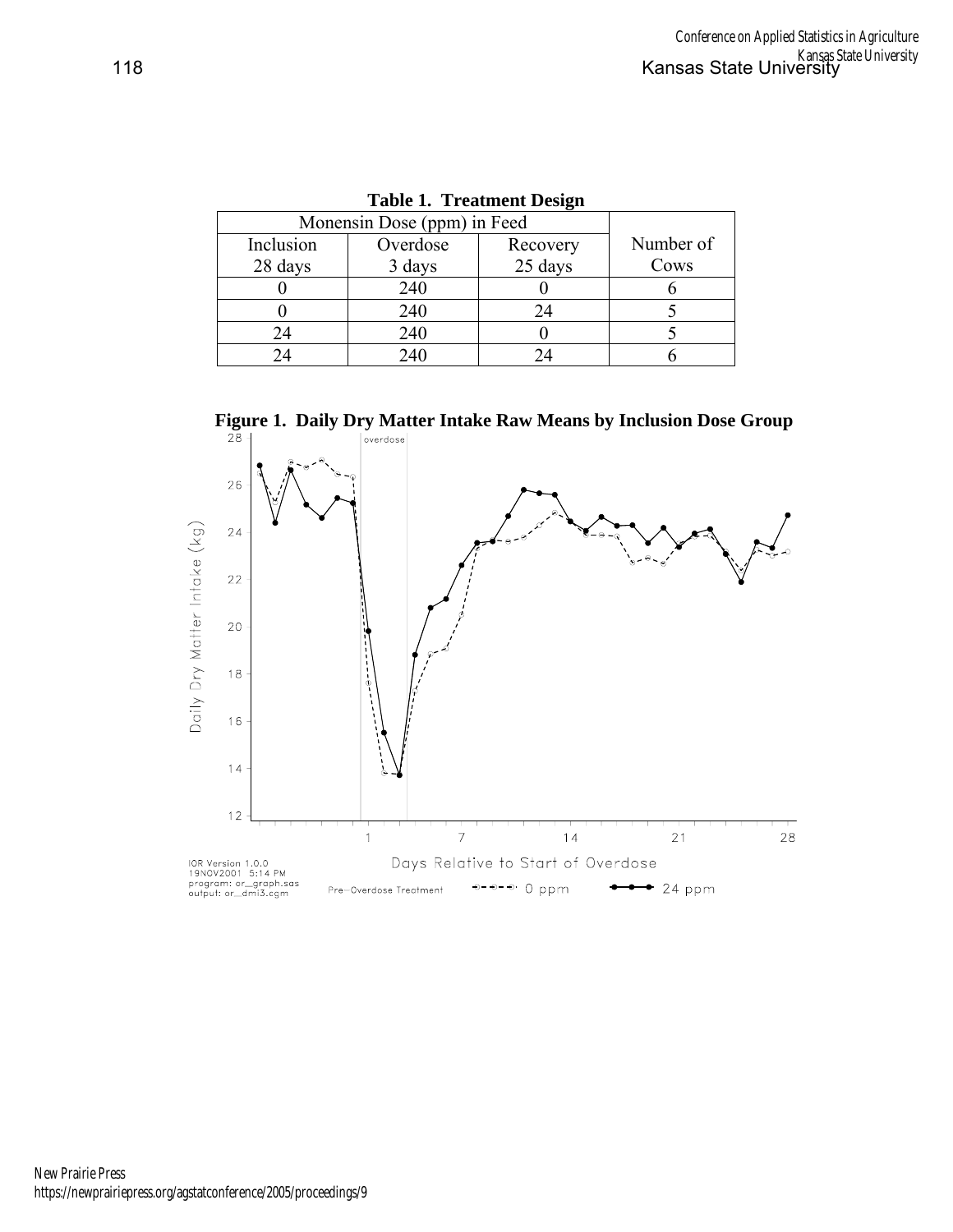**Table 1. Treatment Design**

| Monensin Dose (ppm) in Feed | | | |
|---|---|---|---|
| Inclusion 28 days | Overdose 3 days | Recovery 25 days | Number of Cows |
| 0 | 240 | 0 | 6 |
| 0 | 240 | 24 | 5 |
| 24 | 240 | 0 | 5 |
| 24 | 240 | 24 | 6 |

**Figure 1. Daily Dry Matter Intake Raw Means by Inclusion Dose Group**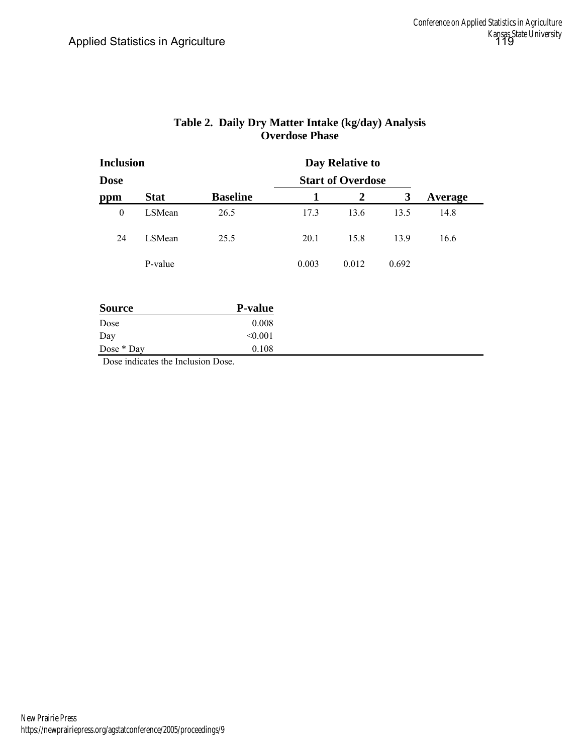**Table 2. Daily Dry Matter Intake (kg/day) Analysis**
**Overdose Phase**

| Inclusion Dose ppm | Stat | Baseline | Day Relative to Start of Overdose 1 | 2 | 3 | Average |
|---|---|---|---|---|---|---|
| 0 | LSMean | 26.5 | 17.3 | 13.6 | 13.5 | 14.8 |
| 24 | LSMean | 25.5 | 20.1 | 15.8 | 13.9 | 16.6 |
| | P-value | | 0.003 | 0.012 | 0.692 | |

| Source | P-value |
|---|---|
| Dose | 0.008 |
| Day | <0.001 |
| Dose * Day | 0.108 |

Dose indicates the Inclusion Dose.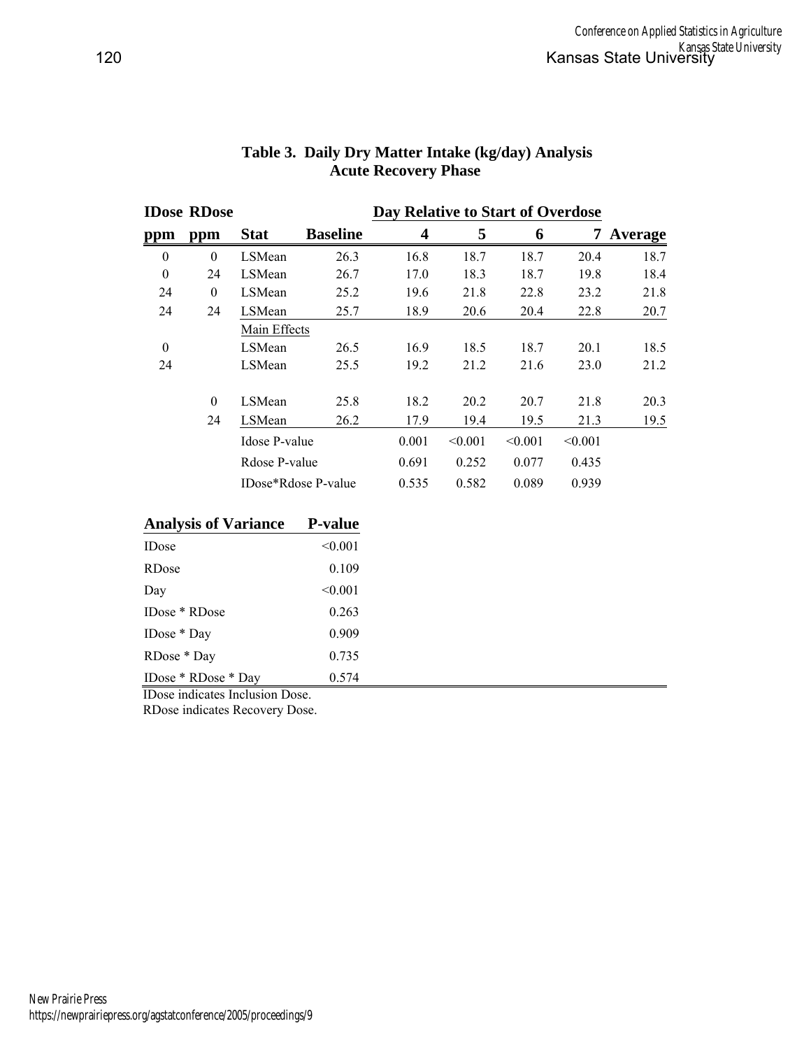**Table 3. Daily Dry Matter Intake (kg/day) Analysis**
**Acute Recovery Phase**

| IDose ppm | RDose ppm | Stat | Baseline | Day Relative to Start of Overdose 4 | 5 | 6 | 7 | Average |
|---|---|---|---|---|---|---|---|---|
| 0 | 0 | LSMean | 26.3 | 16.8 | 18.7 | 18.7 | 20.4 | 18.7 |
| 0 | 24 | LSMean | 26.7 | 17.0 | 18.3 | 18.7 | 19.8 | 18.4 |
| 24 | 0 | LSMean | 25.2 | 19.6 | 21.8 | 22.8 | 23.2 | 21.8 |
| 24 | 24 | LSMean | 25.7 | 18.9 | 20.6 | 20.4 | 22.8 | 20.7 |
| | | Main Effects | | | | | | |
| 0 | | LSMean | 26.5 | 16.9 | 18.5 | 18.7 | 20.1 | 18.5 |
| 24 | | LSMean | 25.5 | 19.2 | 21.2 | 21.6 | 23.0 | 21.2 |
| | 0 | LSMean | 25.8 | 18.2 | 20.2 | 20.7 | 21.8 | 20.3 |
| | 24 | LSMean | 26.2 | 17.9 | 19.4 | 19.5 | 21.3 | 19.5 |
| | | Idose P-value | | 0.001 | <0.001 | <0.001 | <0.001 | |
| | | Rdose P-value | | 0.691 | 0.252 | 0.077 | 0.435 | |
| | | IDose*Rdose P-value | | 0.535 | 0.582 | 0.089 | 0.939 | |

| Analysis of Variance | P-value |
|---|---|
| IDose | <0.001 |
| RDose | 0.109 |
| Day | <0.001 |
| IDose * RDose | 0.263 |
| IDose * Day | 0.909 |
| RDose * Day | 0.735 |
| IDose * RDose * Day | 0.574 |

IDose indicates Inclusion Dose.
RDose indicates Recovery Dose.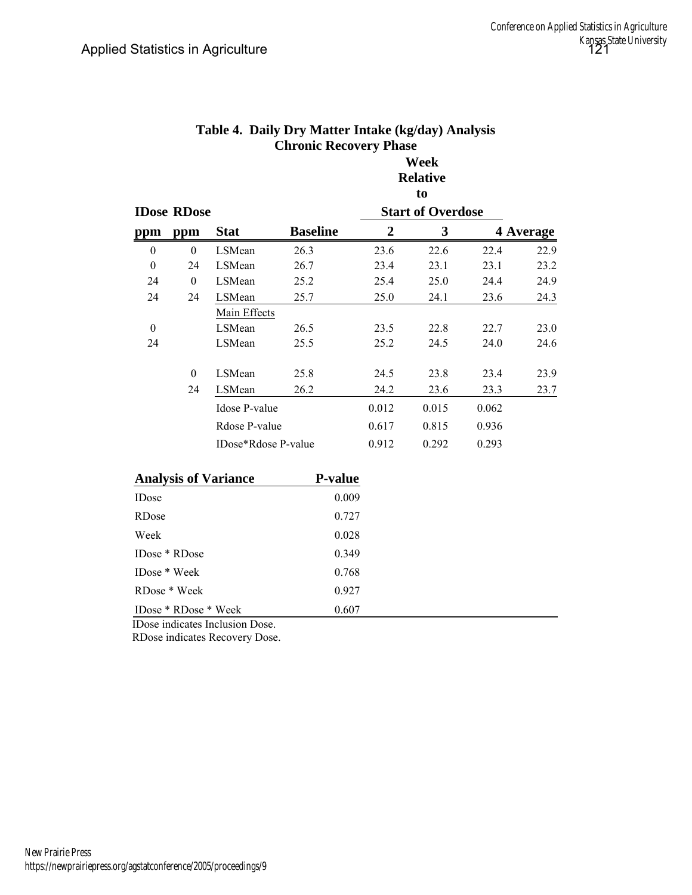**Table 4. Daily Dry Matter Intake (kg/day) Analysis**
**Chronic Recovery Phase**

| IDose ppm | RDose ppm | Stat | Baseline | Week Relative to Start of Overdose 2 | 3 | 4 | Average |
|---|---|---|---|---|---|---|---|
| 0 | 0 | LSMean | 26.3 | 23.6 | 22.6 | 22.4 | 22.9 |
| 0 | 24 | LSMean | 26.7 | 23.4 | 23.1 | 23.1 | 23.2 |
| 24 | 0 | LSMean | 25.2 | 25.4 | 25.0 | 24.4 | 24.9 |
| 24 | 24 | LSMean | 25.7 | 25.0 | 24.1 | 23.6 | 24.3 |
| | | Main Effects | | | | | |
| 0 | | LSMean | 26.5 | 23.5 | 22.8 | 22.7 | 23.0 |
| 24 | | LSMean | 25.5 | 25.2 | 24.5 | 24.0 | 24.6 |
| | 0 | LSMean | 25.8 | 24.5 | 23.8 | 23.4 | 23.9 |
| | 24 | LSMean | 26.2 | 24.2 | 23.6 | 23.3 | 23.7 |
| | | Idose P-value | | 0.012 | 0.015 | 0.062 | |
| | | Rdose P-value | | 0.617 | 0.815 | 0.936 | |
| | | IDose*Rdose P-value | | 0.912 | 0.292 | 0.293 | |

| Analysis of Variance | P-value |
|---|---|
| IDose | 0.009 |
| RDose | 0.727 |
| Week | 0.028 |
| IDose * RDose | 0.349 |
| IDose * Week | 0.768 |
| RDose * Week | 0.927 |
| IDose * RDose * Week | 0.607 |

IDose indicates Inclusion Dose.
RDose indicates Recovery Dose.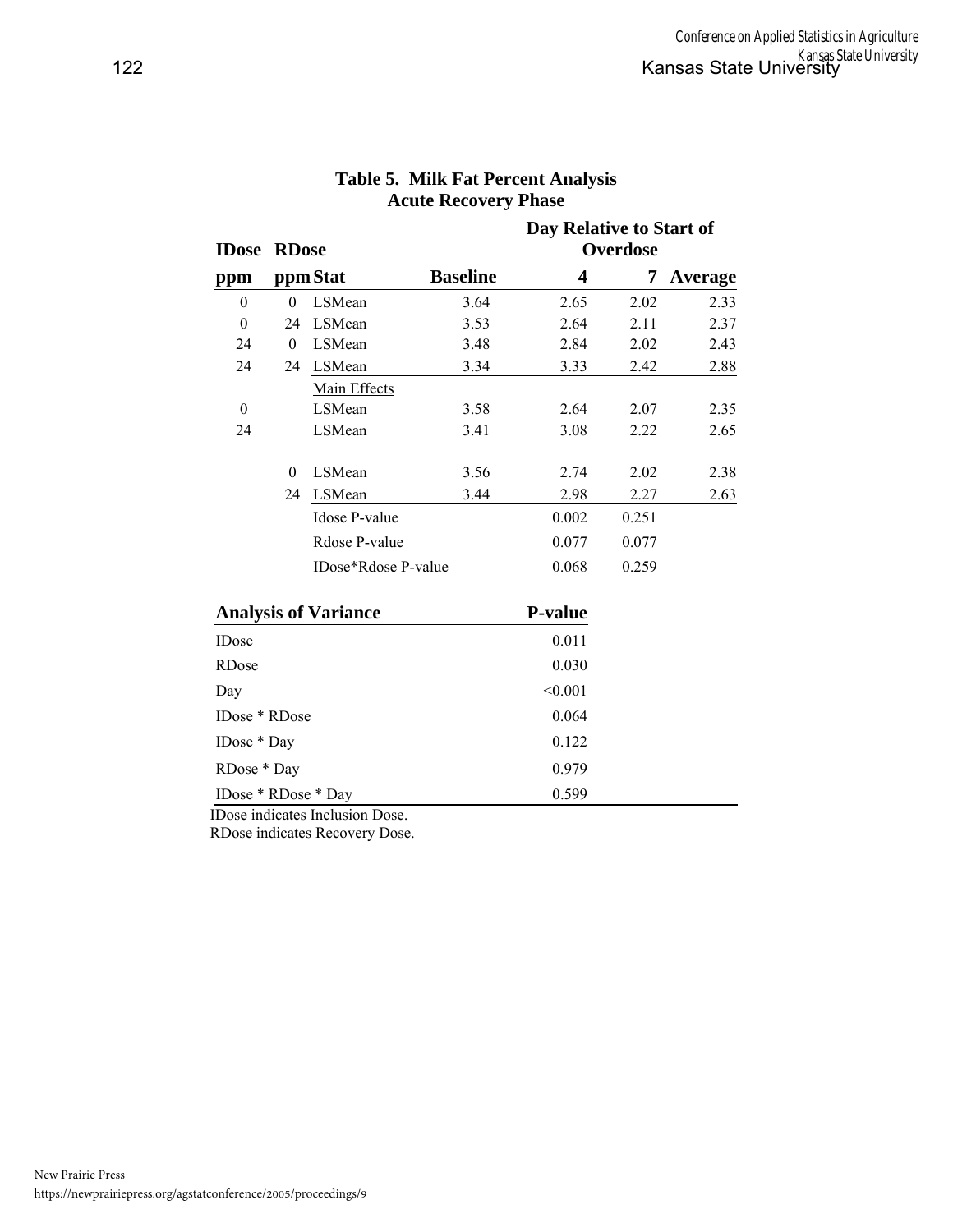**Table 5. Milk Fat Percent Analysis**
**Acute Recovery Phase**

| IDose ppm | RDose ppm | Stat | Baseline | Day Relative to Start of Overdose 4 | 7 | Average |
|---|---|---|---|---|---|---|
| 0 | 0 | LSMean | 3.64 | 2.65 | 2.02 | 2.33 |
| 0 | 24 | LSMean | 3.53 | 2.64 | 2.11 | 2.37 |
| 24 | 0 | LSMean | 3.48 | 2.84 | 2.02 | 2.43 |
| 24 | 24 | LSMean | 3.34 | 3.33 | 2.42 | 2.88 |
| | | Main Effects | | | | |
| 0 | | LSMean | 3.58 | 2.64 | 2.07 | 2.35 |
| 24 | | LSMean | 3.41 | 3.08 | 2.22 | 2.65 |
| | 0 | LSMean | 3.56 | 2.74 | 2.02 | 2.38 |
| | 24 | LSMean | 3.44 | 2.98 | 2.27 | 2.63 |
| | | Idose P-value | | 0.002 | 0.251 | |
| | | Rdose P-value | | 0.077 | 0.077 | |
| | | IDose*Rdose P-value | | 0.068 | 0.259 | |

| Analysis of Variance | P-value |
|---|---|
| IDose | 0.011 |
| RDose | 0.030 |
| Day | <0.001 |
| IDose * RDose | 0.064 |
| IDose * Day | 0.122 |
| RDose * Day | 0.979 |
| IDose * RDose * Day | 0.599 |

IDose indicates Inclusion Dose.
RDose indicates Recovery Dose.